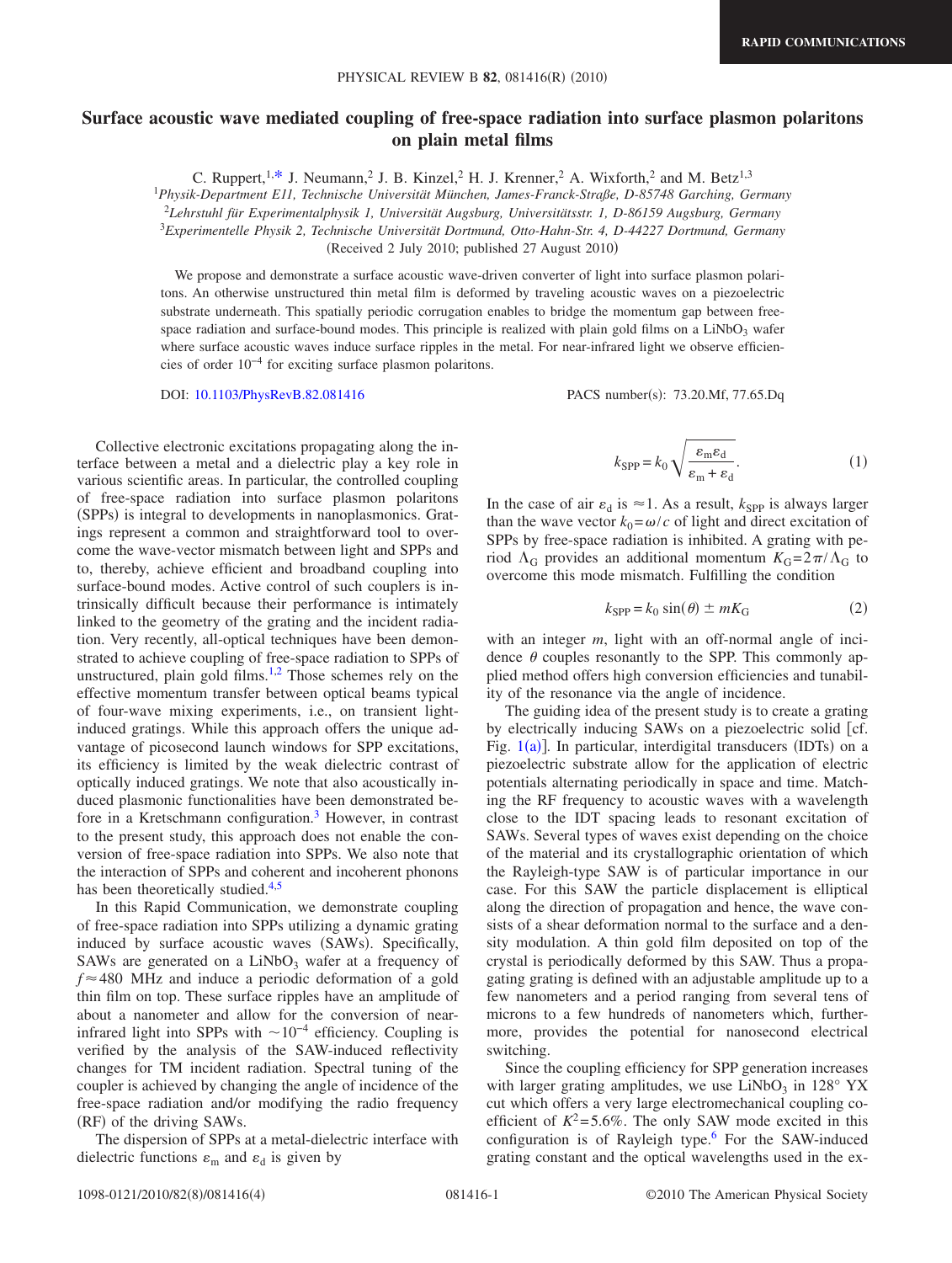# Surface acoustic wave mediated coupling of free-space radiation into surface plasmon polaritons on plain metal films

C. Ruppert,[1,*] J. Neumann,[2] J. B. Kinzel,[2] H. J. Krenner,[2] A. Wixforth,[2] and M. Betz[1,3]

[1]*Physik-Department E11, Technische Universität München, James-Franck-Straße, D-85748 Garching, Germany*
[2]*Lehrstuhl für Experimentalphysik 1, Universität Augsburg, Universitätsstr. 1, D-86159 Augsburg, Germany*
[3]*Experimentelle Physik 2, Technische Universität Dortmund, Otto-Hahn-Str. 4, D-44227 Dortmund, Germany*

(Received 2 July 2010; published 27 August 2010)

We propose and demonstrate a surface acoustic wave-driven converter of light into surface plasmon polaritons. An otherwise unstructured thin metal film is deformed by traveling acoustic waves on a piezoelectric substrate underneath. This spatially periodic corrugation enables to bridge the momentum gap between free-space radiation and surface-bound modes. This principle is realized with plain gold films on a $LiNbO_3$ wafer where surface acoustic waves induce surface ripples in the metal. For near-infrared light we observe efficiencies of order $10^{-4}$ for exciting surface plasmon polaritons.

DOI: 10.1103/PhysRevB.82.081416 PACS number(s): 73.20.Mf, 77.65.Dq

Collective electronic excitations propagating along the interface between a metal and a dielectric play a key role in various scientific areas. In particular, the controlled coupling of free-space radiation into surface plasmon polaritons (SPPs) is integral to developments in nanoplasmonics. Gratings represent a common and straightforward tool to overcome the wave-vector mismatch between light and SPPs and to, thereby, achieve efficient and broadband coupling into surface-bound modes. Active control of such couplers is intrinsically difficult because their performance is intimately linked to the geometry of the grating and the incident radiation. Very recently, all-optical techniques have been demonstrated to achieve coupling of free-space radiation to SPPs of unstructured, plain gold films.[1,2] Those schemes rely on the effective momentum transfer between optical beams typical of four-wave mixing experiments, i.e., on transient light-induced gratings. While this approach offers the unique advantage of picosecond launch windows for SPP excitations, its efficiency is limited by the weak dielectric contrast of optically induced gratings. We note that also acoustically induced plasmonic functionalities have been demonstrated before in a Kretschmann configuration.[3] However, in contrast to the present study, this approach does not enable the conversion of free-space radiation into SPPs. We also note that the interaction of SPPs and coherent and incoherent phonons has been theoretically studied.[4,5]

In this Rapid Communication, we demonstrate coupling of free-space radiation into SPPs utilizing a dynamic grating induced by surface acoustic waves (SAWs). Specifically, SAWs are generated on a $LiNbO_3$ wafer at a frequency of $f \approx 480$ MHz and induce a periodic deformation of a gold thin film on top. These surface ripples have an amplitude of about a nanometer and allow for the conversion of near-infrared light into SPPs with $\sim 10^{-4}$ efficiency. Coupling is verified by the analysis of the SAW-induced reflectivity changes for TM incident radiation. Spectral tuning of the coupler is achieved by changing the angle of incidence of the free-space radiation and/or modifying the radio frequency (RF) of the driving SAWs.

The dispersion of SPPs at a metal-dielectric interface with dielectric functions $\varepsilon_m$ and $\varepsilon_d$ is given by

$$k_{SPP} = k_0 \sqrt{\frac{\varepsilon_m \varepsilon_d}{\varepsilon_m + \varepsilon_d}}. \tag{1}$$

In the case of air $\varepsilon_d$ is $\approx 1$. As a result, $k_{SPP}$ is always larger than the wave vector $k_0 = \omega / c$ of light and direct excitation of SPPs by free-space radiation is inhibited. A grating with period $\Lambda_G$ provides an additional momentum $K_G = 2\pi / \Lambda_G$ to overcome this mode mismatch. Fulfilling the condition

$$k_{SPP} = k_0 \sin(\theta) \pm m K_G \tag{2}$$

with an integer $m$, light with an off-normal angle of incidence $\theta$ couples resonantly to the SPP. This commonly applied method offers high conversion efficiencies and tunability of the resonance via the angle of incidence.

The guiding idea of the present study is to create a grating by electrically inducing SAWs on a piezoelectric solid [cf. Fig. 1(a)]. In particular, interdigital transducers (IDTs) on a piezoelectric substrate allow for the application of electric potentials alternating periodically in space and time. Matching the RF frequency to acoustic waves with a wavelength close to the IDT spacing leads to resonant excitation of SAWs. Several types of waves exist depending on the choice of the material and its crystallographic orientation of which the Rayleigh-type SAW is of particular importance in our case. For this SAW the particle displacement is elliptical along the direction of propagation and hence, the wave consists of a shear deformation normal to the surface and a density modulation. A thin gold film deposited on top of the crystal is periodically deformed by this SAW. Thus a propagating grating is defined with an adjustable amplitude up to a few nanometers and a period ranging from several tens of microns to a few hundreds of nanometers which, furthermore, provides the potential for nanosecond electrical switching.

Since the coupling efficiency for SPP generation increases with larger grating amplitudes, we use $LiNbO_3$ in 128° YX cut which offers a very large electromechanical coupling coefficient of $K^2 = 5.6\%$. The only SAW mode excited in this configuration is of Rayleigh type.[6] For the SAW-induced grating constant and the optical wavelengths used in the ex-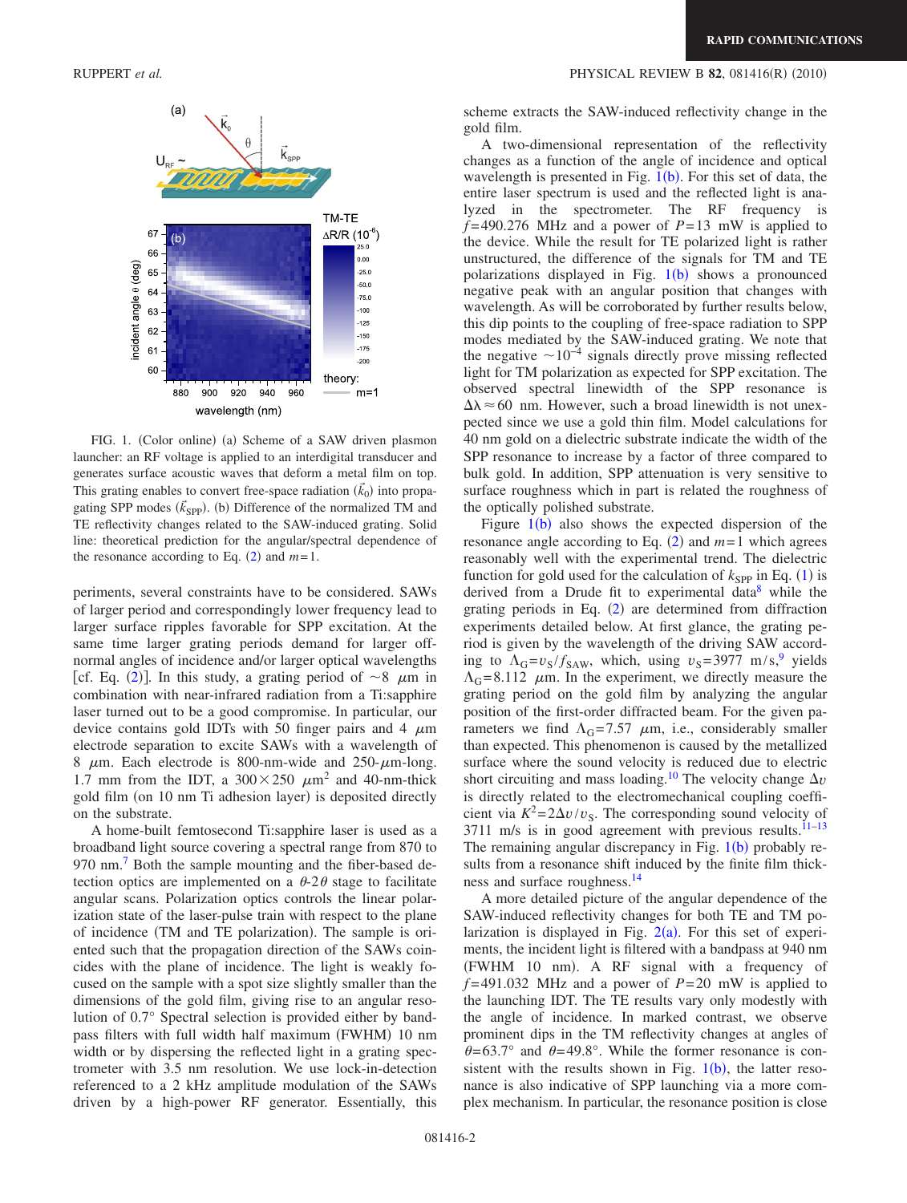FIG. 1. (Color online) (a) Scheme of a SAW driven plasmon launcher: an RF voltage is applied to an interdigital transducer and generates surface acoustic waves that deform a metal film on top. This grating enables to convert free-space radiation ($\vec{k}_0$) into propagating SPP modes ($\vec{k}_{SPP}$). (b) Difference of the normalized TM and TE reflectivity changes related to the SAW-induced grating. Solid line: theoretical prediction for the angular/spectral dependence of the resonance according to Eq. (2) and $m=1$.

periments, several constraints have to be considered. SAWs of larger period and correspondingly lower frequency lead to larger surface ripples favorable for SPP excitation. At the same time larger grating periods demand for larger off-normal angles of incidence and/or larger optical wavelengths [cf. Eq. (2)]. In this study, a grating period of $\sim 8$ $\mu$m in combination with near-infrared radiation from a Ti:sapphire laser turned out to be a good compromise. In particular, our device contains gold IDTs with 50 finger pairs and 4 $\mu$m electrode separation to excite SAWs with a wavelength of 8 $\mu$m. Each electrode is 800-nm-wide and 250-$\mu$m-long. 1.7 mm from the IDT, a $300 \times 250$ $\mu$m$^2$ and 40-nm-thick gold film (on 10 nm Ti adhesion layer) is deposited directly on the substrate.

A home-built femtosecond Ti:sapphire laser is used as a broadband light source covering a spectral range from 870 to 970 nm.[7] Both the sample mounting and the fiber-based detection optics are implemented on a $\theta$-$2\theta$ stage to facilitate angular scans. Polarization optics controls the linear polarization state of the laser-pulse train with respect to the plane of incidence (TM and TE polarization). The sample is oriented such that the propagation direction of the SAWs coincides with the plane of incidence. The light is weakly focused on the sample with a spot size slightly smaller than the dimensions of the gold film, giving rise to an angular resolution of 0.7° Spectral selection is provided either by bandpass filters with full width half maximum (FWHM) 10 nm width or by dispersing the reflected light in a grating spectrometer with 3.5 nm resolution. We use lock-in-detection referenced to a 2 kHz amplitude modulation of the SAWs driven by a high-power RF generator. Essentially, this scheme extracts the SAW-induced reflectivity change in the gold film.

A two-dimensional representation of the reflectivity changes as a function of the angle of incidence and optical wavelength is presented in Fig. 1(b). For this set of data, the entire laser spectrum is used and the reflected light is analyzed in the spectrometer. The RF frequency is $f=490.276$ MHz and a power of $P=13$ mW is applied to the device. While the result for TE polarized light is rather unstructured, the difference of the signals for TM and TE polarizations displayed in Fig. 1(b) shows a pronounced negative peak with an angular position that changes with wavelength. As will be corroborated by further results below, this dip points to the coupling of free-space radiation to SPP modes mediated by the SAW-induced grating. We note that the negative $\sim 10^{-4}$ signals directly prove missing reflected light for TM polarization as expected for SPP excitation. The observed spectral linewidth of the SPP resonance is $\Delta\lambda \approx 60$ nm. However, such a broad linewidth is not unexpected since we use a gold thin film. Model calculations for 40 nm gold on a dielectric substrate indicate the width of the SPP resonance to increase by a factor of three compared to bulk gold. In addition, SPP attenuation is very sensitive to surface roughness which in part is related the roughness of the optically polished substrate.

Figure 1(b) also shows the expected dispersion of the resonance angle according to Eq. (2) and $m=1$ which agrees reasonably well with the experimental trend. The dielectric function for gold used for the calculation of $k_{SPP}$ in Eq. (1) is derived from a Drude fit to experimental data[8] while the grating periods in Eq. (2) are determined from diffraction experiments detailed below. At first glance, the grating period is given by the wavelength of the driving SAW according to $\Lambda_G = v_S/f_{SAW}$, which, using $v_S=3977$ m/s,[9] yields $\Lambda_G=8.112$ $\mu$m. In the experiment, we directly measure the grating period on the gold film by analyzing the angular position of the first-order diffracted beam. For the given parameters we find $\Lambda_G=7.57$ $\mu$m, i.e., considerably smaller than expected. This phenomenon is caused by the metallized surface where the sound velocity is reduced due to electric short circuiting and mass loading.[10] The velocity change $\Delta v$ is directly related to the electromechanical coupling coefficient via $K^2=2\Delta v/v_S$. The corresponding sound velocity of 3711 m/s is in good agreement with previous results.[11–13] The remaining angular discrepancy in Fig. 1(b) probably results from a resonance shift induced by the finite film thickness and surface roughness.[14]

A more detailed picture of the angular dependence of the SAW-induced reflectivity changes for both TE and TM polarization is displayed in Fig. 2(a). For this set of experiments, the incident light is filtered with a bandpass at 940 nm (FWHM 10 nm). A RF signal with a frequency of $f=491.032$ MHz and a power of $P=20$ mW is applied to the launching IDT. The TE results vary only modestly with the angle of incidence. In marked contrast, we observe prominent dips in the TM reflectivity changes at angles of $\theta=63.7°$ and $\theta=49.8°$. While the former resonance is consistent with the results shown in Fig. 1(b), the latter resonance is also indicative of SPP launching via a more complex mechanism. In particular, the resonance position is close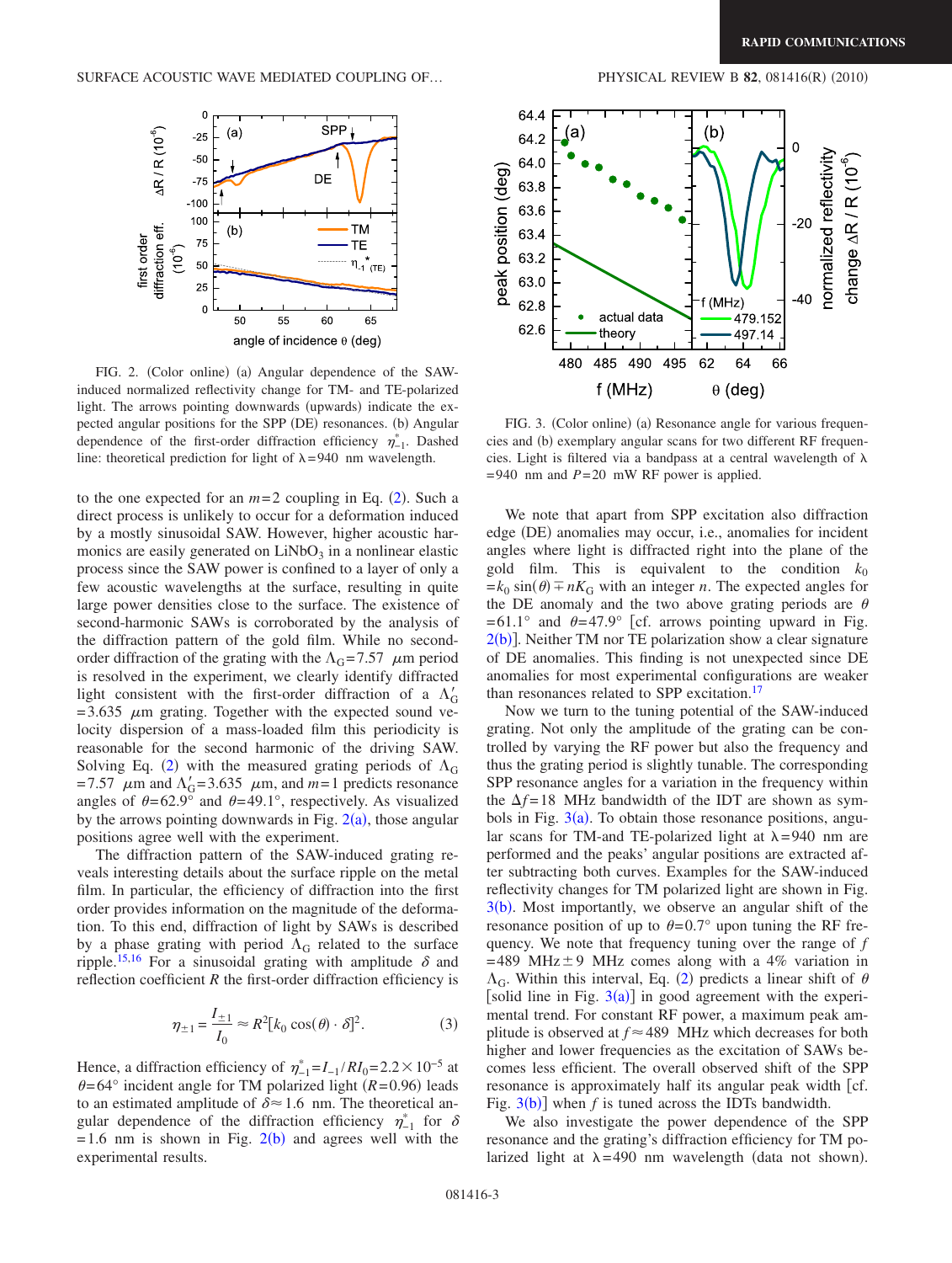(a)

SPP

DE

$\Delta R / R$ ($10^{-6}$)

0

-25

-50

-75

-100

(b)

TM

TE

$\eta^*_{-1\,(TE)}$

first order diffraction eff. ($10^{-6}$)

100

75

50

25

0

50 55 60 65

angle of incidence θ (deg)

FIG. 2. (Color online) (a) Angular dependence of the SAW-induced normalized reflectivity change for TM- and TE-polarized light. The arrows pointing downwards (upwards) indicate the expected angular positions for the SPP (DE) resonances. (b) Angular dependence of the first-order diffraction efficiency $\eta^*_{-1}$. Dashed line: theoretical prediction for light of $\lambda = 940$ nm wavelength.

peak position (deg)

64.4 64.2 64.0 63.8 63.6 63.4 63.2 63.0 62.8 62.6

(a)

actual data

theory

480 485 490 495

f (MHz)

(b)

f (MHz)

479.152

497.14

62 64 66

θ (deg)

0

-20

-40

normalized reflectivity change $\Delta R / R$ ($10^{-6}$)

FIG. 3. (Color online) (a) Resonance angle for various frequencies and (b) exemplary angular scans for two different RF frequencies. Light is filtered via a bandpass at a central wavelength of $\lambda = 940$ nm and $P = 20$ mW RF power is applied.

to the one expected for an $m=2$ coupling in Eq. (2). Such a direct process is unlikely to occur for a deformation induced by a mostly sinusoidal SAW. However, higher acoustic harmonics are easily generated on $LiNbO_3$ in a nonlinear elastic process since the SAW power is confined to a layer of only a few acoustic wavelengths at the surface, resulting in quite large power densities close to the surface. The existence of second-harmonic SAWs is corroborated by the analysis of the diffraction pattern of the gold film. While no second-order diffraction of the grating with the $\Lambda_G = 7.57$ μm period is resolved in the experiment, we clearly identify diffracted light consistent with the first-order diffraction of a $\Lambda'_G = 3.635$ μm grating. Together with the expected sound velocity dispersion of a mass-loaded film this periodicity is reasonable for the second harmonic of the driving SAW. Solving Eq. (2) with the measured grating periods of $\Lambda_G = 7.57$ μm and $\Lambda'_G = 3.635$ μm, and $m=1$ predicts resonance angles of $\theta = 62.9°$ and $\theta = 49.1°$, respectively. As visualized by the arrows pointing downwards in Fig. 2(a), those angular positions agree well with the experiment.

The diffraction pattern of the SAW-induced grating reveals interesting details about the surface ripple on the metal film. In particular, the efficiency of diffraction into the first order provides information on the magnitude of the deformation. To this end, diffraction of light by SAWs is described by a phase grating with period $\Lambda_G$ related to the surface ripple.[15,16] For a sinusoidal grating with amplitude $\delta$ and reflection coefficient $R$ the first-order diffraction efficiency is

$$\eta_{\pm 1} = \frac{I_{\pm 1}}{I_0} \approx R^2 [k_0 \cos(\theta) \cdot \delta]^2. \tag{3}$$

Hence, a diffraction efficiency of $\eta^*_{-1} = I_{-1}/RI_0 = 2.2 \times 10^{-5}$ at $\theta = 64°$ incident angle for TM polarized light ($R = 0.96$) leads to an estimated amplitude of $\delta \approx 1.6$ nm. The theoretical angular dependence of the diffraction efficiency $\eta^*_{-1}$ for $\delta = 1.6$ nm is shown in Fig. 2(b) and agrees well with the experimental results.

We note that apart from SPP excitation also diffraction edge (DE) anomalies may occur, i.e., anomalies for incident angles where light is diffracted right into the plane of the gold film. This is equivalent to the condition $k_0 = k_0 \sin(\theta) \mp nK_G$ with an integer $n$. The expected angles for the DE anomaly and the two above grating periods are $\theta = 61.1°$ and $\theta = 47.9°$ [cf. arrows pointing upward in Fig. 2(b)]. Neither TM nor TE polarization show a clear signature of DE anomalies. This finding is not unexpected since DE anomalies for most experimental configurations are weaker than resonances related to SPP excitation.[17]

Now we turn to the tuning potential of the SAW-induced grating. Not only the amplitude of the grating can be controlled by varying the RF power but also the frequency and thus the grating period is slightly tunable. The corresponding SPP resonance angles for a variation in the frequency within the $\Delta f = 18$ MHz bandwidth of the IDT are shown as symbols in Fig. 3(a). To obtain those resonance positions, angular scans for TM-and TE-polarized light at $\lambda = 940$ nm are performed and the peaks' angular positions are extracted after subtracting both curves. Examples for the SAW-induced reflectivity changes for TM polarized light are shown in Fig. 3(b). Most importantly, we observe an angular shift of the resonance position of up to $\theta = 0.7°$ upon tuning the RF frequency. We note that frequency tuning over the range of $f = 489$ MHz $\pm 9$ MHz comes along with a 4% variation in $\Lambda_G$. Within this interval, Eq. (2) predicts a linear shift of $\theta$ [solid line in Fig. 3(a)] in good agreement with the experimental trend. For constant RF power, a maximum peak amplitude is observed at $f \approx 489$ MHz which decreases for both higher and lower frequencies as the excitation of SAWs becomes less efficient. The overall observed shift of the SPP resonance is approximately half its angular peak width [cf. Fig. 3(b)] when $f$ is tuned across the IDTs bandwidth.

We also investigate the power dependence of the SPP resonance and the grating's diffraction efficiency for TM polarized light at $\lambda = 490$ nm wavelength (data not shown).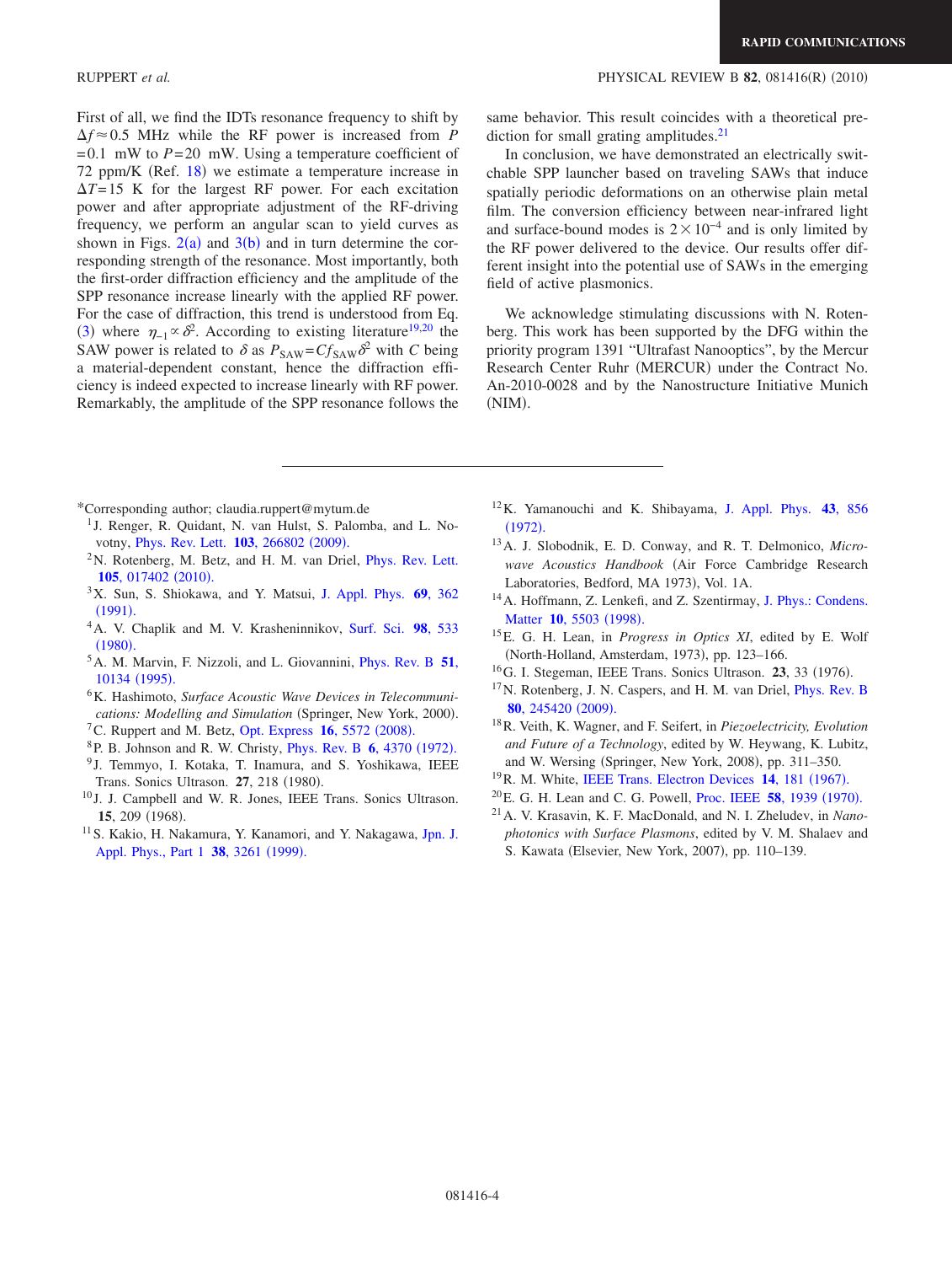First of all, we find the IDTs resonance frequency to shift by $\Delta f \approx 0.5$ MHz while the RF power is increased from $P = 0.1$ mW to $P = 20$ mW. Using a temperature coefficient of 72 ppm/K (Ref. 18) we estimate a temperature increase in $\Delta T = 15$ K for the largest RF power. For each excitation power and after appropriate adjustment of the RF-driving frequency, we perform an angular scan to yield curves as shown in Figs. 2(a) and 3(b) and in turn determine the corresponding strength of the resonance. Most importantly, both the first-order diffraction efficiency and the amplitude of the SPP resonance increase linearly with the applied RF power. For the case of diffraction, this trend is understood from Eq. (3) where $\eta_{-1} \propto \delta^2$. According to existing literature[19,20] the SAW power is related to $\delta$ as $P_{SAW} = C f_{SAW} \delta^2$ with $C$ being a material-dependent constant, hence the diffraction efficiency is indeed expected to increase linearly with RF power. Remarkably, the amplitude of the SPP resonance follows the same behavior. This result coincides with a theoretical prediction for small grating amplitudes.[21]

In conclusion, we have demonstrated an electrically switchable SPP launcher based on traveling SAWs that induce spatially periodic deformations on an otherwise plain metal film. The conversion efficiency between near-infrared light and surface-bound modes is $2 \times 10^{-4}$ and is only limited by the RF power delivered to the device. Our results offer different insight into the potential use of SAWs in the emerging field of active plasmonics.

We acknowledge stimulating discussions with N. Rotenberg. This work has been supported by the DFG within the priority program 1391 "Ultrafast Nanooptics", by the Mercur Research Center Ruhr (MERCUR) under the Contract No. An-2010-0028 and by the Nanostructure Initiative Munich (NIM).

---

*Corresponding author; claudia.ruppert@mytum.de

[1] J. Renger, R. Quidant, N. van Hulst, S. Palomba, and L. Novotny, Phys. Rev. Lett. **103**, 266802 (2009).

[2] N. Rotenberg, M. Betz, and H. M. van Driel, Phys. Rev. Lett. **105**, 017402 (2010).

[3] X. Sun, S. Shiokawa, and Y. Matsui, J. Appl. Phys. **69**, 362 (1991).

[4] A. V. Chaplik and M. V. Krasheninnikov, Surf. Sci. **98**, 533 (1980).

[5] A. M. Marvin, F. Nizzoli, and L. Giovannini, Phys. Rev. B **51**, 10134 (1995).

[6] K. Hashimoto, *Surface Acoustic Wave Devices in Telecommunications: Modelling and Simulation* (Springer, New York, 2000).

[7] C. Ruppert and M. Betz, Opt. Express **16**, 5572 (2008).

[8] P. B. Johnson and R. W. Christy, Phys. Rev. B **6**, 4370 (1972).

[9] J. Temmyo, I. Kotaka, T. Inamura, and S. Yoshikawa, IEEE Trans. Sonics Ultrason. **27**, 218 (1980).

[10] J. J. Campbell and W. R. Jones, IEEE Trans. Sonics Ultrason. **15**, 209 (1968).

[11] S. Kakio, H. Nakamura, Y. Kanamori, and Y. Nakagawa, Jpn. J. Appl. Phys., Part 1 **38**, 3261 (1999).

[12] K. Yamanouchi and K. Shibayama, J. Appl. Phys. **43**, 856 (1972).

[13] A. J. Slobodnik, E. D. Conway, and R. T. Delmonico, *Microwave Acoustics Handbook* (Air Force Cambridge Research Laboratories, Bedford, MA 1973), Vol. 1A.

[14] A. Hoffmann, Z. Lenkefi, and Z. Szentirmay, J. Phys.: Condens. Matter **10**, 5503 (1998).

[15] E. G. H. Lean, in *Progress in Optics XI*, edited by E. Wolf (North-Holland, Amsterdam, 1973), pp. 123–166.

[16] G. I. Stegeman, IEEE Trans. Sonics Ultrason. **23**, 33 (1976).

[17] N. Rotenberg, J. N. Caspers, and H. M. van Driel, Phys. Rev. B **80**, 245420 (2009).

[18] R. Veith, K. Wagner, and F. Seifert, in *Piezoelectricity, Evolution and Future of a Technology*, edited by W. Heywang, K. Lubitz, and W. Wersing (Springer, New York, 2008), pp. 311–350.

[19] R. M. White, IEEE Trans. Electron Devices **14**, 181 (1967).

[20] E. G. H. Lean and C. G. Powell, Proc. IEEE **58**, 1939 (1970).

[21] A. V. Krasavin, K. F. MacDonald, and N. I. Zheludev, in *Nanophotonics with Surface Plasmons*, edited by V. M. Shalaev and S. Kawata (Elsevier, New York, 2007), pp. 110–139.